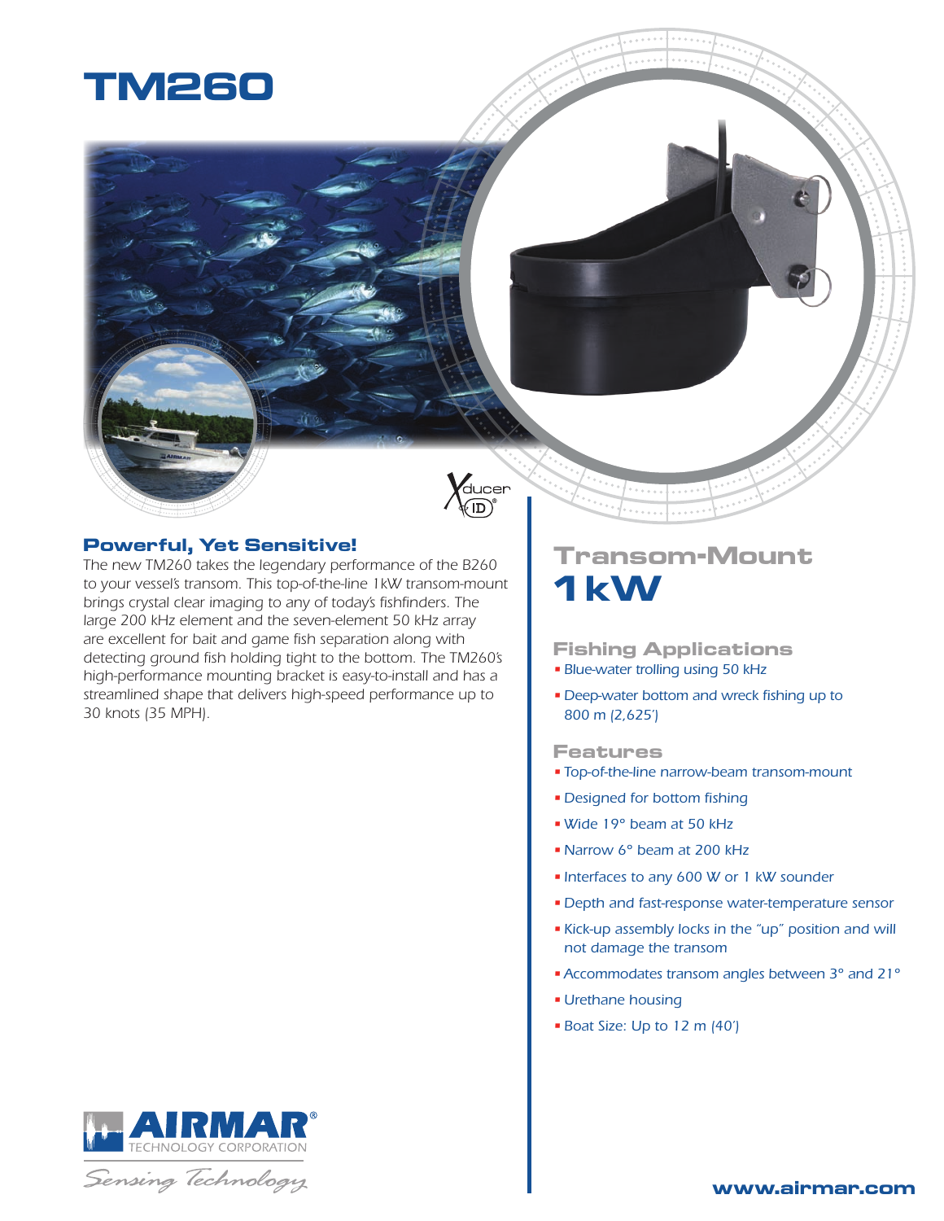# TM260

## Powerful, Yet Sensitive!

The new TM260 takes the legendary performance of the B260 to your vessel's transom. This top-of-the-line 1kW transom-mount brings crystal clear imaging to any of today's fishfinders. The large 200 kHz element and the seven-element 50 kHz array are excellent for bait and game fish separation along with detecting ground fish holding tight to the bottom. The TM260's high-performance mounting bracket is easy-to-install and has a streamlined shape that delivers high-speed performance up to 30 knots (35 MPH).

## Transom-Mount 1kW

### Fishing Applications

- Blue-water trolling using 50 kHz
- Deep-water bottom and wreck fishing up to 800 m (2,625')

### Features

- Top-of-the-line narrow-beam transom-mount
- Designed for bottom fishing
- Wide 19° beam at 50 kHz
- Narrow 6° beam at 200 kHz
- Interfaces to any 600 W or 1 kW sounder
- Depth and fast-response water-temperature sensor
- Kick-up assembly locks in the "up" position and will not damage the transom
- Accommodates transom angles between 3° and 21°
- Urethane housing
- Boat Size: Up to 12 m (40')

AIRMAR® TECHNOLOGY CORPORATION

Sensing Technology

www.airmar.com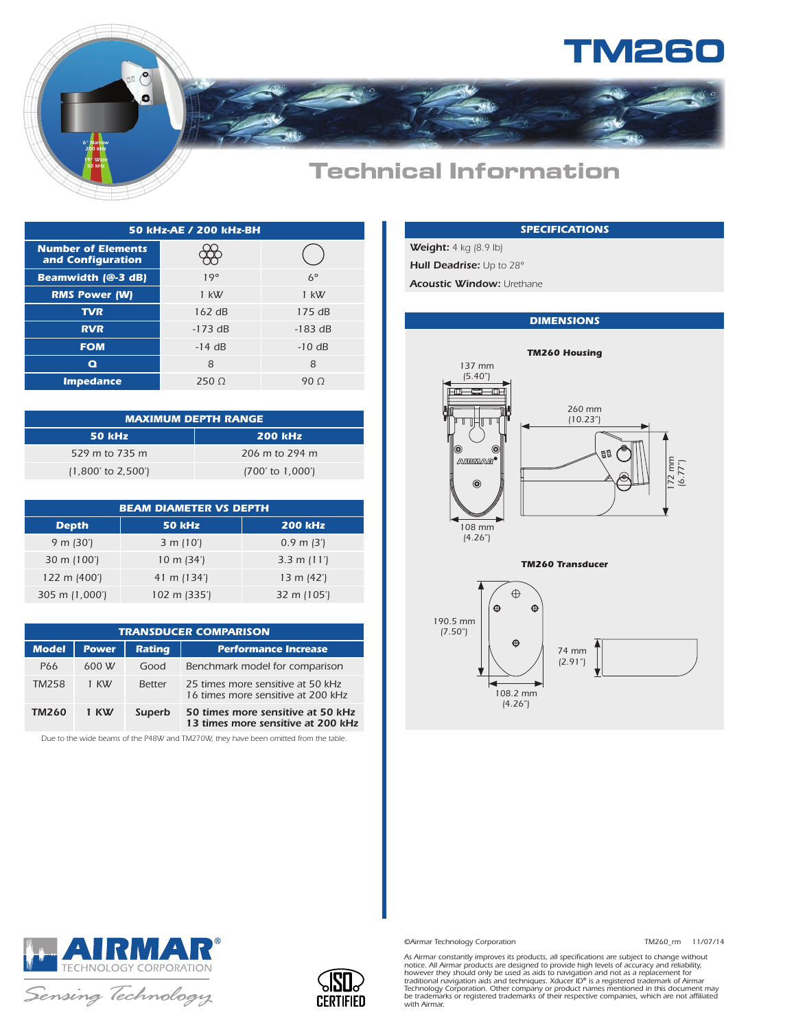# TM260

## Technical Information

| 50 kHz-AE / 200 kHz-BH | | |
|---|---|---|
| **Number of Elements and Configuration** | | |
| **Beamwidth (@-3 dB)** | 19° | 6° |
| **RMS Power (W)** | 1 kW | 1 kW |
| **TVR** | 162 dB | 175 dB |
| **RVR** | -173 dB | -183 dB |
| **FOM** | -14 dB | -10 dB |
| **Q** | 8 | 8 |
| **Impedance** | 250 Ω | 90 Ω |

| MAXIMUM DEPTH RANGE | |
|---|---|
| **50 kHz** | **200 kHz** |
| 529 m to 735 m | 206 m to 294 m |
| (1,800' to 2,500') | (700' to 1,000') |

| BEAM DIAMETER VS DEPTH | | |
|---|---|---|
| **Depth** | **50 kHz** | **200 kHz** |
| 9 m (30') | 3 m (10') | 0.9 m (3') |
| 30 m (100') | 10 m (34') | 3.3 m (11') |
| 122 m (400') | 41 m (134') | 13 m (42') |
| 305 m (1,000') | 102 m (335') | 32 m (105') |

| TRANSDUCER COMPARISON | | | |
|---|---|---|---|
| **Model** | **Power** | **Rating** | **Performance Increase** |
| P66 | 600 W | Good | Benchmark model for comparison |
| TM258 | 1 KW | Better | 25 times more sensitive at 50 kHz<br>16 times more sensitive at 200 kHz |
| **TM260** | **1 KW** | **Superb** | **50 times more sensitive at 50 kHz<br>13 times more sensitive at 200 kHz** |

Due to the wide beams of the P48W and TM270W, they have been omitted from the table.

### SPECIFICATIONS

**Weight:** 4 kg (8.9 lb)

**Hull Deadrise:** Up to 28°

**Acoustic Window:** Urethane

### DIMENSIONS

**TM260 Housing**

137 mm (5.40")
260 mm (10.23")
172 mm (6.77")
108 mm (4.26")

**TM260 Transducer**

190.5 mm (7.50")
74 mm (2.91")
108.2 mm (4.26")

©Airmar Technology Corporation

TM260_rm 11/07/14

As Airmar constantly improves its products, all specifications are subject to change without notice. All Airmar products are designed to provide high levels of accuracy and reliability, however they should only be used as aids to navigation and not as a replacement for traditional navigation aids and techniques. Xducer ID® is a registered trademark of Airmar Technology Corporation. Other company or product names mentioned in this document may be trademarks or registered trademarks of their respective companies, which are not affiliated with Airmar.

AIRMAR® TECHNOLOGY CORPORATION

Sensing Technology

ISO CERTIFIED